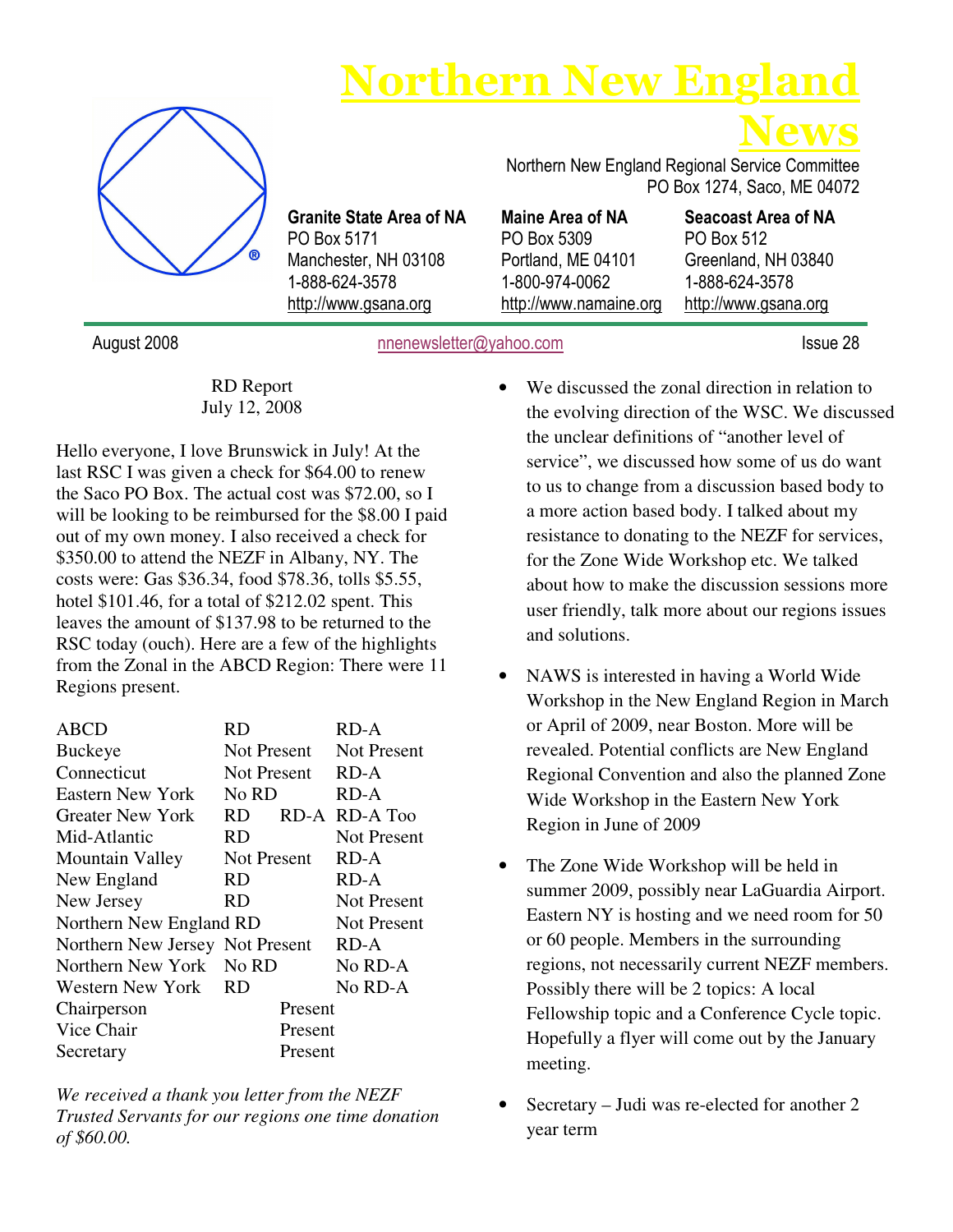# Northern New England News

Northern New England Regional Service Committee
PO Box 1274, Saco, ME 04072

**Granite State Area of NA**
PO Box 5171
Manchester, NH 03108
1-888-624-3578
http://www.gsana.org

**Maine Area of NA**
PO Box 5309
Portland, ME 04101
1-800-974-0062
http://www.namaine.org

**Seacoast Area of NA**
PO Box 512
Greenland, NH 03840
1-888-624-3578
http://www.gsana.org

August 2008 — nnenewsletter@yahoo.com — Issue 28

RD Report
July 12, 2008

Hello everyone, I love Brunswick in July! At the last RSC I was given a check for $64.00 to renew the Saco PO Box. The actual cost was $72.00, so I will be looking to be reimbursed for the $8.00 I paid out of my own money. I also received a check for $350.00 to attend the NEZF in Albany, NY. The costs were: Gas $36.34, food $78.36, tolls $5.55, hotel $101.46, for a total of $212.02 spent. This leaves the amount of $137.98 to be returned to the RSC today (ouch). Here are a few of the highlights from the Zonal in the ABCD Region: There were 11 Regions present.

| Region | RD | RD-A |
|---|---|---|
| ABCD | RD | RD-A |
| Buckeye | Not Present | Not Present |
| Connecticut | Not Present | RD-A |
| Eastern New York | No RD | RD-A |
| Greater New York | RD RD-A | RD-A Too |
| Mid-Atlantic | RD | Not Present |
| Mountain Valley | Not Present | RD-A |
| New England | RD | RD-A |
| New Jersey | RD | Not Present |
| Northern New England | RD | Not Present |
| Northern New Jersey | Not Present | RD-A |
| Northern New York | No RD | No RD-A |
| Western New York | RD | No RD-A |
| Chairperson | Present | |
| Vice Chair | Present | |
| Secretary | Present | |

*We received a thank you letter from the NEZF Trusted Servants for our regions one time donation of $60.00.*

- We discussed the zonal direction in relation to the evolving direction of the WSC. We discussed the unclear definitions of "another level of service", we discussed how some of us do want to us to change from a discussion based body to a more action based body. I talked about my resistance to donating to the NEZF for services, for the Zone Wide Workshop etc. We talked about how to make the discussion sessions more user friendly, talk more about our regions issues and solutions.
- NAWS is interested in having a World Wide Workshop in the New England Region in March or April of 2009, near Boston. More will be revealed. Potential conflicts are New England Regional Convention and also the planned Zone Wide Workshop in the Eastern New York Region in June of 2009
- The Zone Wide Workshop will be held in summer 2009, possibly near LaGuardia Airport. Eastern NY is hosting and we need room for 50 or 60 people. Members in the surrounding regions, not necessarily current NEZF members. Possibly there will be 2 topics: A local Fellowship topic and a Conference Cycle topic. Hopefully a flyer will come out by the January meeting.
- Secretary – Judi was re-elected for another 2 year term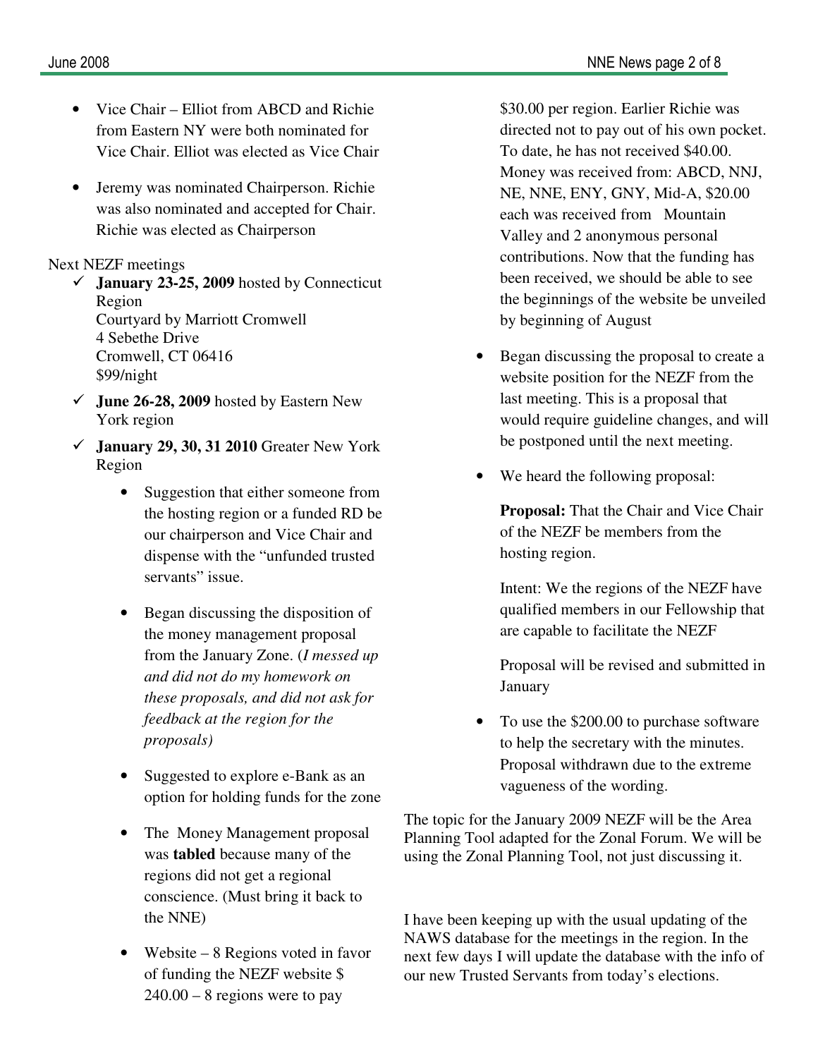- Vice Chair – Elliot from ABCD and Richie from Eastern NY were both nominated for Vice Chair. Elliot was elected as Vice Chair

- Jeremy was nominated Chairperson. Richie was also nominated and accepted for Chair. Richie was elected as Chairperson

Next NEZF meetings

- ✓ **January 23-25, 2009** hosted by Connecticut Region
  Courtyard by Marriott Cromwell
  4 Sebethe Drive
  Cromwell, CT 06416
  $99/night
- ✓ **June 26-28, 2009** hosted by Eastern New York region
- ✓ **January 29, 30, 31 2010** Greater New York Region

  - Suggestion that either someone from the hosting region or a funded RD be our chairperson and Vice Chair and dispense with the "unfunded trusted servants" issue.

  - Began discussing the disposition of the money management proposal from the January Zone. (*I messed up and did not do my homework on these proposals, and did not ask for feedback at the region for the proposals)*

  - Suggested to explore e-Bank as an option for holding funds for the zone

  - The Money Management proposal was **tabled** because many of the regions did not get a regional conscience. (Must bring it back to the NNE)

  - Website – 8 Regions voted in favor of funding the NEZF website $ 240.00 – 8 regions were to pay $30.00 per region. Earlier Richie was directed not to pay out of his own pocket. To date, he has not received $40.00. Money was received from: ABCD, NNJ, NE, NNE, ENY, GNY, Mid-A, $20.00 each was received from Mountain Valley and 2 anonymous personal contributions. Now that the funding has been received, we should be able to see the beginnings of the website be unveiled by beginning of August

  - Began discussing the proposal to create a website position for the NEZF from the last meeting. This is a proposal that would require guideline changes, and will be postponed until the next meeting.

  - We heard the following proposal:

    **Proposal:** That the Chair and Vice Chair of the NEZF be members from the hosting region.

    Intent: We the regions of the NEZF have qualified members in our Fellowship that are capable to facilitate the NEZF

    Proposal will be revised and submitted in January

  - To use the $200.00 to purchase software to help the secretary with the minutes. Proposal withdrawn due to the extreme vagueness of the wording.

The topic for the January 2009 NEZF will be the Area Planning Tool adapted for the Zonal Forum. We will be using the Zonal Planning Tool, not just discussing it.

I have been keeping up with the usual updating of the NAWS database for the meetings in the region. In the next few days I will update the database with the info of our new Trusted Servants from today's elections.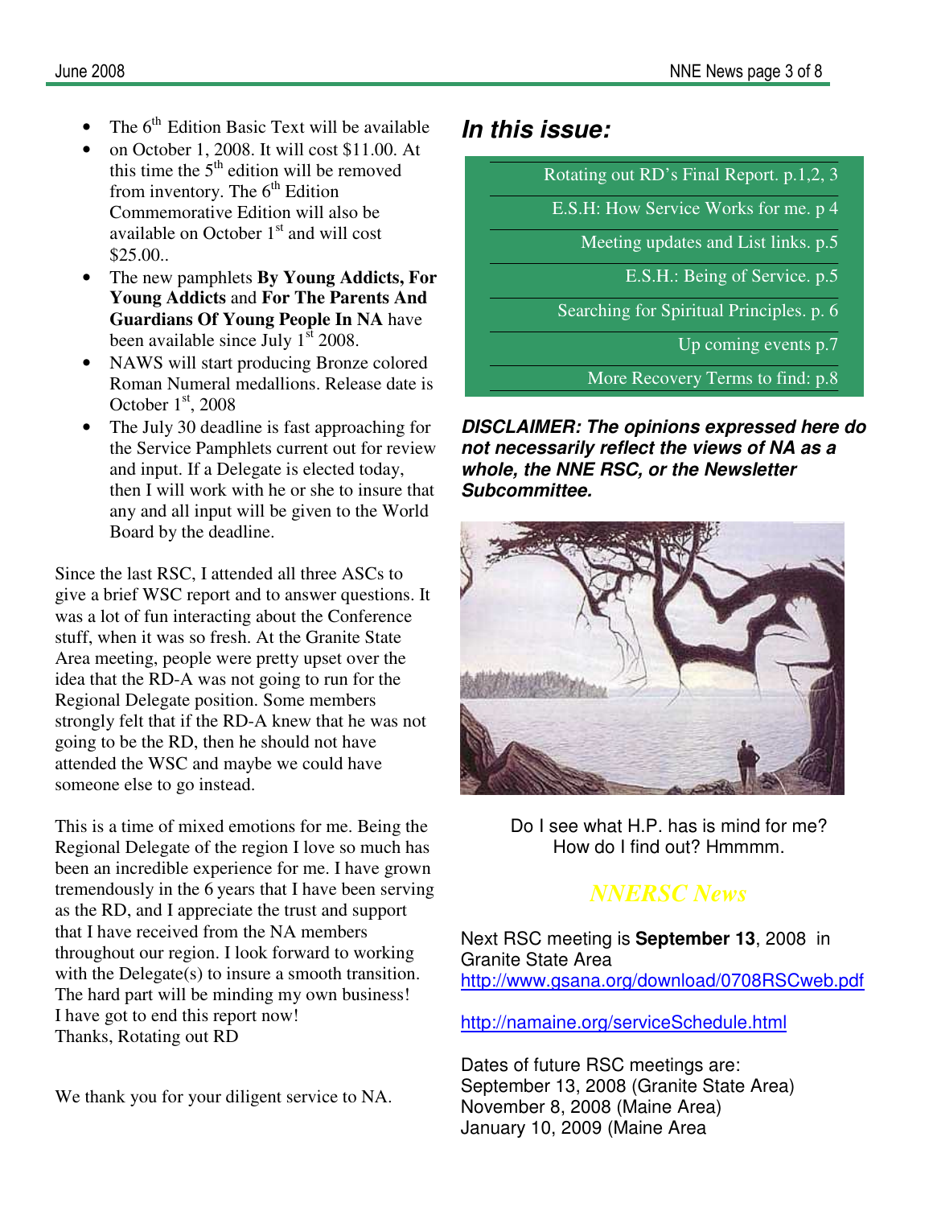- The 6th Edition Basic Text will be available
- on October 1, 2008. It will cost $11.00. At this time the 5th edition will be removed from inventory. The 6th Edition Commemorative Edition will also be available on October 1st and will cost $25.00..
- The new pamphlets **By Young Addicts, For Young Addicts** and **For The Parents And Guardians Of Young People In NA** have been available since July 1st 2008.
- NAWS will start producing Bronze colored Roman Numeral medallions. Release date is October 1st, 2008
- The July 30 deadline is fast approaching for the Service Pamphlets current out for review and input. If a Delegate is elected today, then I will work with he or she to insure that any and all input will be given to the World Board by the deadline.

Since the last RSC, I attended all three ASCs to give a brief WSC report and to answer questions. It was a lot of fun interacting about the Conference stuff, when it was so fresh. At the Granite State Area meeting, people were pretty upset over the idea that the RD-A was not going to run for the Regional Delegate position. Some members strongly felt that if the RD-A knew that he was not going to be the RD, then he should not have attended the WSC and maybe we could have someone else to go instead.

This is a time of mixed emotions for me. Being the Regional Delegate of the region I love so much has been an incredible experience for me. I have grown tremendously in the 6 years that I have been serving as the RD, and I appreciate the trust and support that I have received from the NA members throughout our region. I look forward to working with the Delegate(s) to insure a smooth transition. The hard part will be minding my own business!
I have got to end this report now!
Thanks, Rotating out RD

We thank you for your diligent service to NA.

## *In this issue:*

| |
|---|
| Rotating out RD's Final Report. p.1,2, 3 |
| E.S.H: How Service Works for me. p 4 |
| Meeting updates and List links. p.5 |
| E.S.H.: Being of Service. p.5 |
| Searching for Spiritual Principles. p. 6 |
| Up coming events p.7 |
| More Recovery Terms to find: p.8 |

***DISCLAIMER: The opinions expressed here do not necessarily reflect the views of NA as a whole, the NNE RSC, or the Newsletter Subcommittee.***

Do I see what H.P. has is mind for me?
How do I find out? Hmmmm.

## *NNERSC News*

Next RSC meeting is **September 13**, 2008 in Granite State Area
http://www.gsana.org/download/0708RSCweb.pdf

http://namaine.org/serviceSchedule.html

Dates of future RSC meetings are:
September 13, 2008 (Granite State Area)
November 8, 2008 (Maine Area)
January 10, 2009 (Maine Area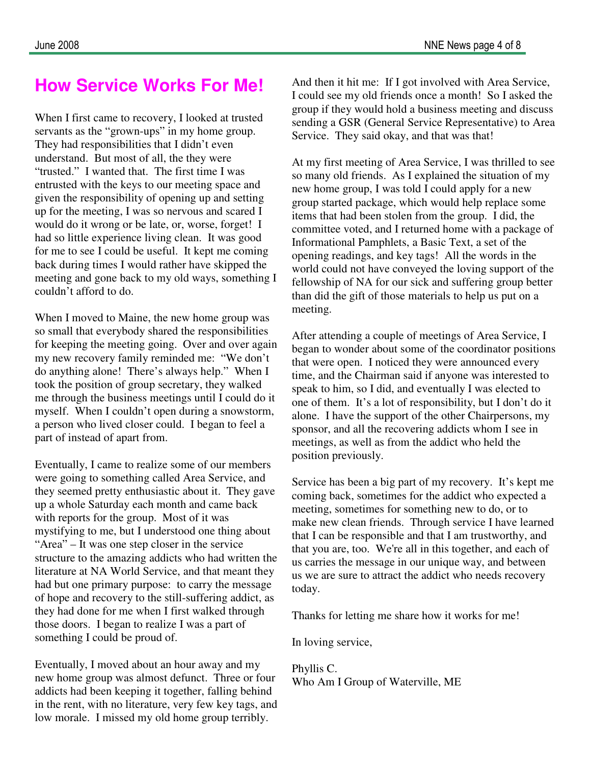# How Service Works For Me!

When I first came to recovery, I looked at trusted servants as the "grown-ups" in my home group. They had responsibilities that I didn't even understand. But most of all, the they were "trusted." I wanted that. The first time I was entrusted with the keys to our meeting space and given the responsibility of opening up and setting up for the meeting, I was so nervous and scared I would do it wrong or be late, or, worse, forget! I had so little experience living clean. It was good for me to see I could be useful. It kept me coming back during times I would rather have skipped the meeting and gone back to my old ways, something I couldn't afford to do.

When I moved to Maine, the new home group was so small that everybody shared the responsibilities for keeping the meeting going. Over and over again my new recovery family reminded me: "We don't do anything alone! There's always help." When I took the position of group secretary, they walked me through the business meetings until I could do it myself. When I couldn't open during a snowstorm, a person who lived closer could. I began to feel a part of instead of apart from.

Eventually, I came to realize some of our members were going to something called Area Service, and they seemed pretty enthusiastic about it. They gave up a whole Saturday each month and came back with reports for the group. Most of it was mystifying to me, but I understood one thing about "Area" – It was one step closer in the service structure to the amazing addicts who had written the literature at NA World Service, and that meant they had but one primary purpose: to carry the message of hope and recovery to the still-suffering addict, as they had done for me when I first walked through those doors. I began to realize I was a part of something I could be proud of.

Eventually, I moved about an hour away and my new home group was almost defunct. Three or four addicts had been keeping it together, falling behind in the rent, with no literature, very few key tags, and low morale. I missed my old home group terribly. And then it hit me: If I got involved with Area Service, I could see my old friends once a month! So I asked the group if they would hold a business meeting and discuss sending a GSR (General Service Representative) to Area Service. They said okay, and that was that!

At my first meeting of Area Service, I was thrilled to see so many old friends. As I explained the situation of my new home group, I was told I could apply for a new group started package, which would help replace some items that had been stolen from the group. I did, the committee voted, and I returned home with a package of Informational Pamphlets, a Basic Text, a set of the opening readings, and key tags! All the words in the world could not have conveyed the loving support of the fellowship of NA for our sick and suffering group better than did the gift of those materials to help us put on a meeting.

After attending a couple of meetings of Area Service, I began to wonder about some of the coordinator positions that were open. I noticed they were announced every time, and the Chairman said if anyone was interested to speak to him, so I did, and eventually I was elected to one of them. It's a lot of responsibility, but I don't do it alone. I have the support of the other Chairpersons, my sponsor, and all the recovering addicts whom I see in meetings, as well as from the addict who held the position previously.

Service has been a big part of my recovery. It's kept me coming back, sometimes for the addict who expected a meeting, sometimes for something new to do, or to make new clean friends. Through service I have learned that I can be responsible and that I am trustworthy, and that you are, too. We're all in this together, and each of us carries the message in our unique way, and between us we are sure to attract the addict who needs recovery today.

Thanks for letting me share how it works for me!

In loving service,

Phyllis C.
Who Am I Group of Waterville, ME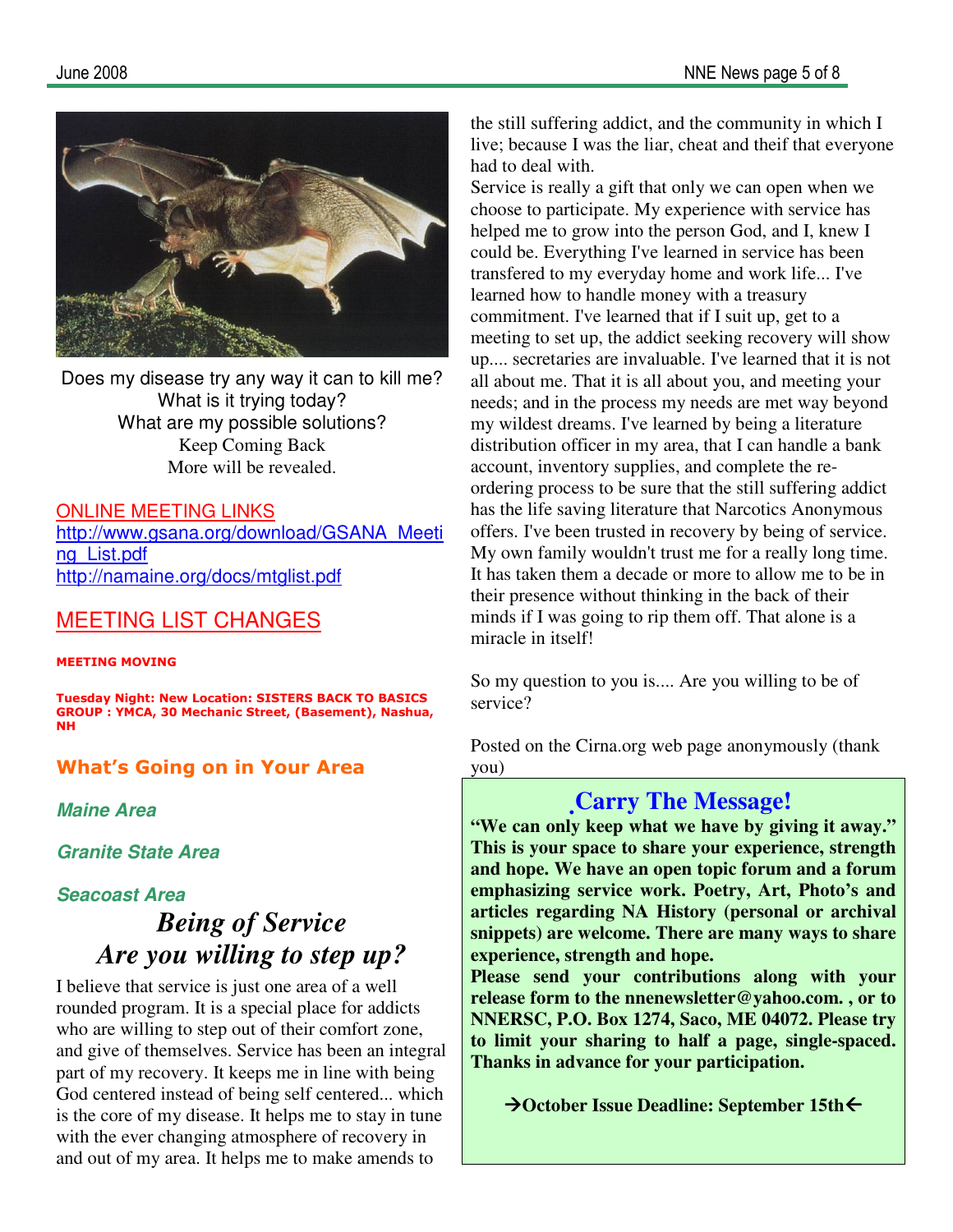Does my disease try any way it can to kill me?
What is it trying today?
What are my possible solutions?
Keep Coming Back
More will be revealed.

## ONLINE MEETING LINKS

http://www.gsana.org/download/GSANA_Meeting_List.pdf
http://namaine.org/docs/mtglist.pdf

## MEETING LIST CHANGES

**MEETING MOVING**

**Tuesday Night: New Location: SISTERS BACK TO BASICS GROUP : YMCA, 30 Mechanic Street, (Basement), Nashua, NH**

## What's Going on in Your Area

### *Maine Area*

### *Granite State Area*

### *Seacoast Area*

## *Being of Service*
## *Are you willing to step up?*

I believe that service is just one area of a well rounded program. It is a special place for addicts who are willing to step out of their comfort zone, and give of themselves. Service has been an integral part of my recovery. It keeps me in line with being God centered instead of being self centered... which is the core of my disease. It helps me to stay in tune with the ever changing atmosphere of recovery in and out of my area. It helps me to make amends to the still suffering addict, and the community in which I live; because I was the liar, cheat and theif that everyone had to deal with.

Service is really a gift that only we can open when we choose to participate. My experience with service has helped me to grow into the person God, and I, knew I could be. Everything I've learned in service has been transfered to my everyday home and work life... I've learned how to handle money with a treasury commitment. I've learned that if I suit up, get to a meeting to set up, the addict seeking recovery will show up.... secretaries are invaluable. I've learned that it is not all about me. That it is all about you, and meeting your needs; and in the process my needs are met way beyond my wildest dreams. I've learned by being a literature distribution officer in my area, that I can handle a bank account, inventory supplies, and complete the re-ordering process to be sure that the still suffering addict has the life saving literature that Narcotics Anonymous offers. I've been trusted in recovery by being of service. My own family wouldn't trust me for a really long time. It has taken them a decade or more to allow me to be in their presence without thinking in the back of their minds if I was going to rip them off. That alone is a miracle in itself!

So my question to you is.... Are you willing to be of service?

Posted on the Cirna.org web page anonymously (thank you)

## Carry The Message!

**"We can only keep what we have by giving it away." This is your space to share your experience, strength and hope. We have an open topic forum and a forum emphasizing service work. Poetry, Art, Photo's and articles regarding NA History (personal or archival snippets) are welcome. There are many ways to share experience, strength and hope.**

**Please send your contributions along with your release form to the nnenewsletter@yahoo.com. , or to NNERSC, P.O. Box 1274, Saco, ME 04072. Please try to limit your sharing to half a page, single-spaced. Thanks in advance for your participation.**

**→October Issue Deadline: September 15th←**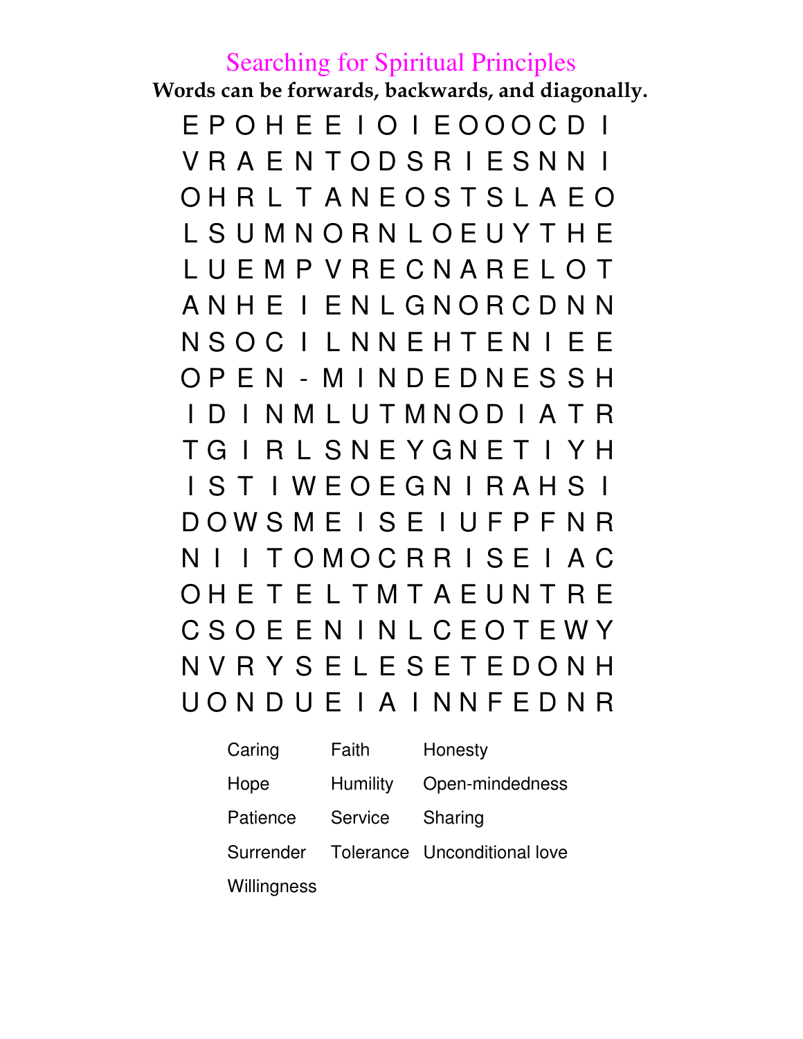# Searching for Spiritual Principles

**Words can be forwards, backwards, and diagonally.**

```
E P O H E E I O I E O O O C D I
V R A E N T O D S R I E S N N I
O H R L T A N E O S T S L A E O
L S U M N O R N L O E U Y T H E
L U E M P V R E C N A R E L O T
A N H E I E N L G N O R C D N N
N S O C I L N N E H T E N I E E
O P E N - M I N D E D N E S S H
I D I N M L U T M N O D I A T R
T G I R L S N E Y G N E T I Y H
I S T I W E O E G N I R A H S I
D O W S M E I S E I U F P F N R
N I I T O M O C R R I S E I A C
O H E T E L T M T A E U N T R E
C S O E E N I N L C E O T E W Y
N V R Y S E L E S E T E D O N H
U O N D U E I A I N N F E D N R
```

| | | |
|---|---|---|
| Caring | Faith | Honesty |
| Hope | Humility | Open-mindedness |
| Patience | Service | Sharing |
| Surrender | Tolerance | Unconditional love |
| Willingness | | |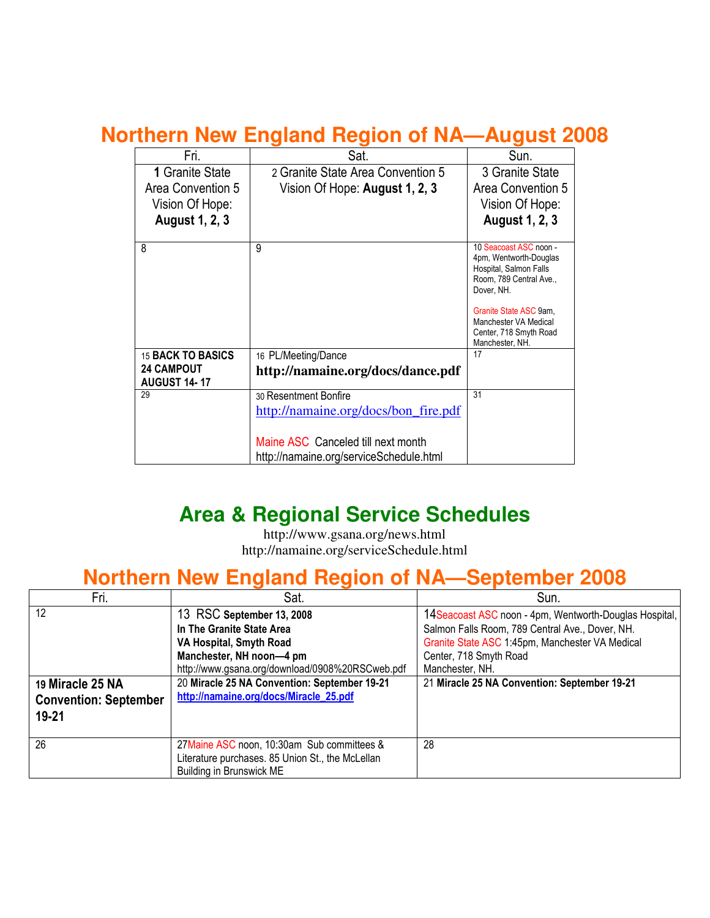## Northern New England Region of NA—August 2008

| Fri. | Sat. | Sun. |
|---|---|---|
| **1** Granite State Area Convention 5 Vision Of Hope: **August 1, 2, 3** | 2 Granite State Area Convention 5 Vision Of Hope: **August 1, 2, 3** | 3 Granite State Area Convention 5 Vision Of Hope: **August 1, 2, 3** |
| 8 | 9 | 10 Seacoast ASC noon - 4pm, Wentworth-Douglas Hospital, Salmon Falls Room, 789 Central Ave., Dover, NH.<br><br>Granite State ASC 9am, Manchester VA Medical Center, 718 Smyth Road Manchester, NH. |
| 15 **BACK TO BASICS 24 CAMPOUT AUGUST 14- 17** | 16 PL/Meeting/Dance **http://namaine.org/docs/dance.pdf** | 17 |
| 29 | 30 Resentment Bonfire http://namaine.org/docs/bon_fire.pdf<br><br>Maine ASC Canceled till next month http://namaine.org/serviceSchedule.html | 31 |

## Area & Regional Service Schedules

http://www.gsana.org/news.html
http://namaine.org/serviceSchedule.html

## Northern New England Region of NA—September 2008

| Fri. | Sat. | Sun. |
|---|---|---|
| 12 | 13 RSC **September 13, 2008 In The Granite State Area VA Hospital, Smyth Road Manchester, NH noon—4 pm** http://www.gsana.org/download/0908%20RSCweb.pdf | 14 Seacoast ASC noon - 4pm, Wentworth-Douglas Hospital, Salmon Falls Room, 789 Central Ave., Dover, NH. Granite State ASC 1:45pm, Manchester VA Medical Center, 718 Smyth Road Manchester, NH. |
| 19 **Miracle 25 NA Convention: September 19-21** | 20 **Miracle 25 NA Convention: September 19-21** **http://namaine.org/docs/Miracle_25.pdf** | 21 **Miracle 25 NA Convention: September 19-21** |
| 26 | 27 Maine ASC noon, 10:30am Sub committees & Literature purchases. 85 Union St., the McLellan Building in Brunswick ME | 28 |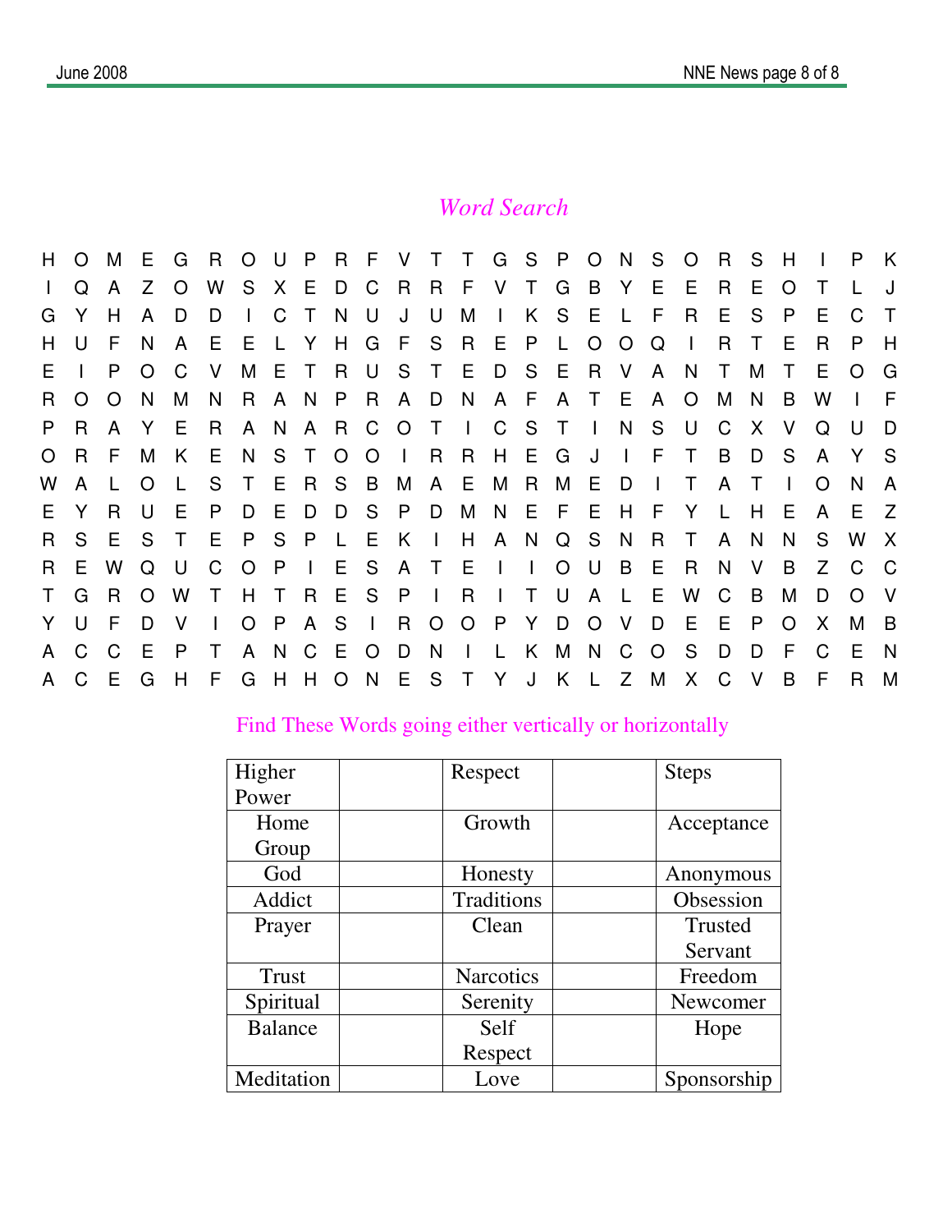## *Word Search*

```
H O M E G R O U P R F V T T G S P O N S O R S H I P K
I Q A Z O W S X E D C R R F V T G B Y E E R E O T L J
G Y H A D D I C T N U J U M I K S E L F R E S P E C T
H U F N A E E L Y H G F S R E P L O O Q I R T E R P H
E I P O C V M E T R U S T E D S E R V A N T M T E O G
R O O N M N R A N P R A D N A F A T E A O M N B W I F
P R A Y E R A N A R C O T I C S T I N S U C X V Q U D
O R F M K E N S T O O I R R H E G J I F T B D S A Y S
W A L O L S T E R S B M A E M R M E D I T A T I O N A
E Y R U E P D E D D S P D M N E F E H F Y L H E A E Z
R S E S T E P S P L E K I H A N Q S N R T A N N S W X
R E W Q U C O P I E S A T E I I O U B E R N V B Z C C
T G R O W T H T R E S P I R I T U A L E W C B M D O V
Y U F D V I O P A S I R O O P Y D O V D E E P O X M B
A C C E P T A N C E O D N I L K M N C O S D D F C E N
A C E G H F G H H O N E S T Y J K L Z M X C V B F R M
```

Find These Words going either vertically or horizontally

| | | | | |
|---|---|---|---|---|
| Higher Power | | Respect | | Steps |
| Home Group | | Growth | | Acceptance |
| God | | Honesty | | Anonymous |
| Addict | | Traditions | | Obsession |
| Prayer | | Clean | | Trusted Servant |
| Trust | | Narcotics | | Freedom |
| Spiritual | | Serenity | | Newcomer |
| Balance | | Self Respect | | Hope |
| Meditation | | Love | | Sponsorship |